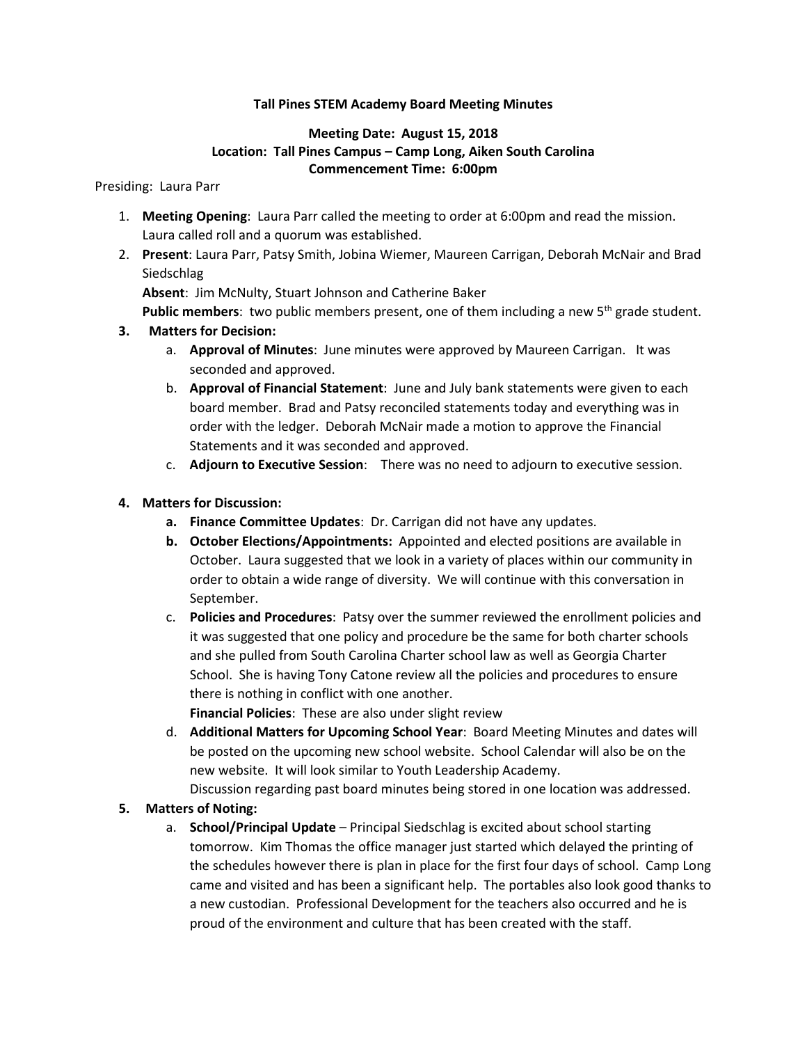**Tall Pines STEM Academy Board Meeting Minutes**

**Meeting Date: August 15, 2018**
**Location: Tall Pines Campus – Camp Long, Aiken South Carolina**
**Commencement Time: 6:00pm**

Presiding: Laura Parr

1. **Meeting Opening**: Laura Parr called the meeting to order at 6:00pm and read the mission. Laura called roll and a quorum was established.
2. **Present**: Laura Parr, Patsy Smith, Jobina Wiemer, Maureen Carrigan, Deborah McNair and Brad Siedschlag

   **Absent**: Jim McNulty, Stuart Johnson and Catherine Baker

   **Public members**: two public members present, one of them including a new 5th grade student.
3. **Matters for Decision:**
   a. **Approval of Minutes**: June minutes were approved by Maureen Carrigan. It was seconded and approved.
   b. **Approval of Financial Statement**: June and July bank statements were given to each board member. Brad and Patsy reconciled statements today and everything was in order with the ledger. Deborah McNair made a motion to approve the Financial Statements and it was seconded and approved.
   c. **Adjourn to Executive Session**: There was no need to adjourn to executive session.

4. **Matters for Discussion:**
   a. **Finance Committee Updates**: Dr. Carrigan did not have any updates.
   b. **October Elections/Appointments:** Appointed and elected positions are available in October. Laura suggested that we look in a variety of places within our community in order to obtain a wide range of diversity. We will continue with this conversation in September.
   c. **Policies and Procedures**: Patsy over the summer reviewed the enrollment policies and it was suggested that one policy and procedure be the same for both charter schools and she pulled from South Carolina Charter school law as well as Georgia Charter School. She is having Tony Catone review all the policies and procedures to ensure there is nothing in conflict with one another.

      **Financial Policies**: These are also under slight review
   d. **Additional Matters for Upcoming School Year**: Board Meeting Minutes and dates will be posted on the upcoming new school website. School Calendar will also be on the new website. It will look similar to Youth Leadership Academy.

      Discussion regarding past board minutes being stored in one location was addressed.
5. **Matters of Noting:**
   a. **School/Principal Update** – Principal Siedschlag is excited about school starting tomorrow. Kim Thomas the office manager just started which delayed the printing of the schedules however there is plan in place for the first four days of school. Camp Long came and visited and has been a significant help. The portables also look good thanks to a new custodian. Professional Development for the teachers also occurred and he is proud of the environment and culture that has been created with the staff.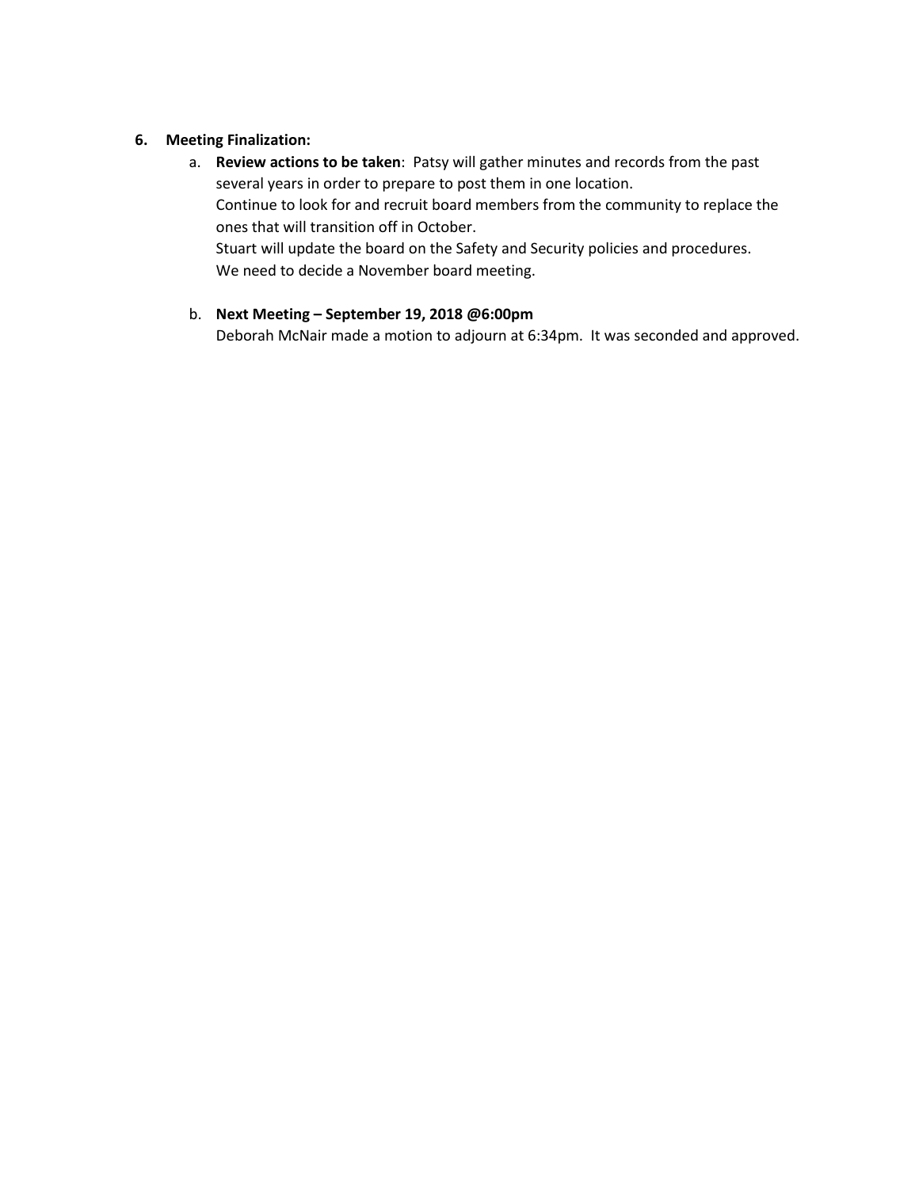6. **Meeting Finalization:**

   a. **Review actions to be taken**: Patsy will gather minutes and records from the past several years in order to prepare to post them in one location.
   Continue to look for and recruit board members from the community to replace the ones that will transition off in October.
   Stuart will update the board on the Safety and Security policies and procedures.
   We need to decide a November board meeting.

   b. **Next Meeting – September 19, 2018 @6:00pm**
   Deborah McNair made a motion to adjourn at 6:34pm. It was seconded and approved.